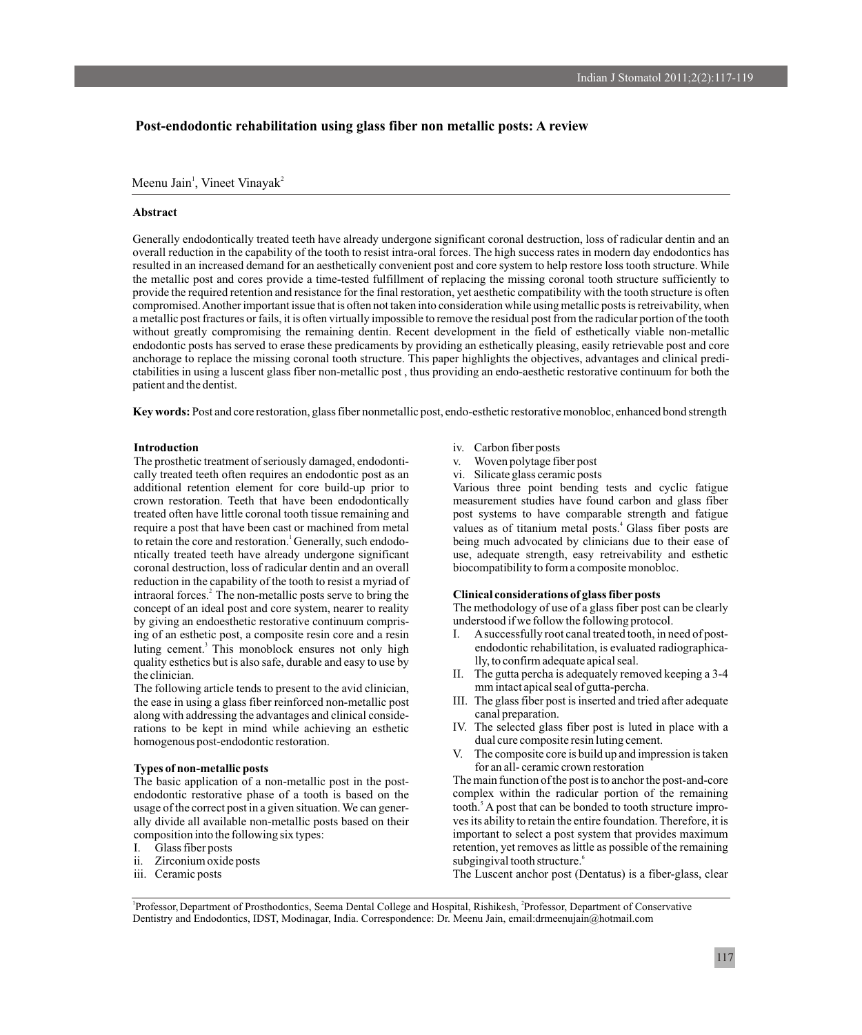# Post-endodontic rehabilitation using glass fiber non metallic posts: A review

Meenu Jain[1], Vineet Vinayak[2]

**Abstract**

Generally endodontically treated teeth have already undergone significant coronal destruction, loss of radicular dentin and an overall reduction in the capability of the tooth to resist intra-oral forces. The high success rates in modern day endodontics has resulted in an increased demand for an aesthetically convenient post and core system to help restore loss tooth structure. While the metallic post and cores provide a time-tested fulfillment of replacing the missing coronal tooth structure sufficiently to provide the required retention and resistance for the final restoration, yet aesthetic compatibility with the tooth structure is often compromised. Another important issue that is often not taken into consideration while using metallic posts is retreivability, when a metallic post fractures or fails, it is often virtually impossible to remove the residual post from the radicular portion of the tooth without greatly compromising the remaining dentin. Recent development in the field of esthetically viable non-metallic endodontic posts has served to erase these predicaments by providing an esthetically pleasing, easily retrievable post and core anchorage to replace the missing coronal tooth structure. This paper highlights the objectives, advantages and clinical predictabilities in using a luscent glass fiber non-metallic post , thus providing an endo-aesthetic restorative continuum for both the patient and the dentist.

**Key words:** Post and core restoration, glass fiber nonmetallic post, endo-esthetic restorative monobloc, enhanced bond strength

## Introduction

The prosthetic treatment of seriously damaged, endodontically treated teeth often requires an endodontic post as an additional retention element for core build-up prior to crown restoration. Teeth that have been endodontically treated often have little coronal tooth tissue remaining and require a post that have been cast or machined from metal to retain the core and restoration.[1] Generally, such endodontically treated teeth have already undergone significant coronal destruction, loss of radicular dentin and an overall reduction in the capability of the tooth to resist a myriad of intraoral forces.[2] The non-metallic posts serve to bring the concept of an ideal post and core system, nearer to reality by giving an endoesthetic restorative continuum comprising of an esthetic post, a composite resin core and a resin luting cement.[3] This monoblock ensures not only high quality esthetics but is also safe, durable and easy to use by the clinician.

The following article tends to present to the avid clinician, the ease in using a glass fiber reinforced non-metallic post along with addressing the advantages and clinical considerations to be kept in mind while achieving an esthetic homogenous post-endodontic restoration.

## Types of non-metallic posts

The basic application of a non-metallic post in the post-endodontic restorative phase of a tooth is based on the usage of the correct post in a given situation. We can generally divide all available non-metallic posts based on their composition into the following six types:

I. Glass fiber posts
ii. Zirconium oxide posts
iii. Ceramic posts
iv. Carbon fiber posts
v. Woven polytage fiber post
vi. Silicate glass ceramic posts

Various three point bending tests and cyclic fatigue measurement studies have found carbon and glass fiber post systems to have comparable strength and fatigue values as of titanium metal posts.[4] Glass fiber posts are being much advocated by clinicians due to their ease of use, adequate strength, easy retreivability and esthetic biocompatibility to form a composite monobloc.

## Clinical considerations of glass fiber posts

The methodology of use of a glass fiber post can be clearly understood if we follow the following protocol.

I. A successfully root canal treated tooth, in need of post-endodontic rehabilitation, is evaluated radiographically, to confirm adequate apical seal.
II. The gutta percha is adequately removed keeping a 3-4 mm intact apical seal of gutta-percha.
III. The glass fiber post is inserted and tried after adequate canal preparation.
IV. The selected glass fiber post is luted in place with a dual cure composite resin luting cement.
V. The composite core is build up and impression is taken for an all- ceramic crown restoration

The main function of the post is to anchor the post-and-core complex within the radicular portion of the remaining tooth.[5] A post that can be bonded to tooth structure improves its ability to retain the entire foundation. Therefore, it is important to select a post system that provides maximum retention, yet removes as little as possible of the remaining subgingival tooth structure.[6]

The Luscent anchor post (Dentatus) is a fiber-glass, clear

[1]Professor, Department of Prosthodontics, Seema Dental College and Hospital, Rishikesh, [2]Professor, Department of Conservative Dentistry and Endodontics, IDST, Modinagar, India. Correspondence: Dr. Meenu Jain, email:drmeenujain@hotmail.com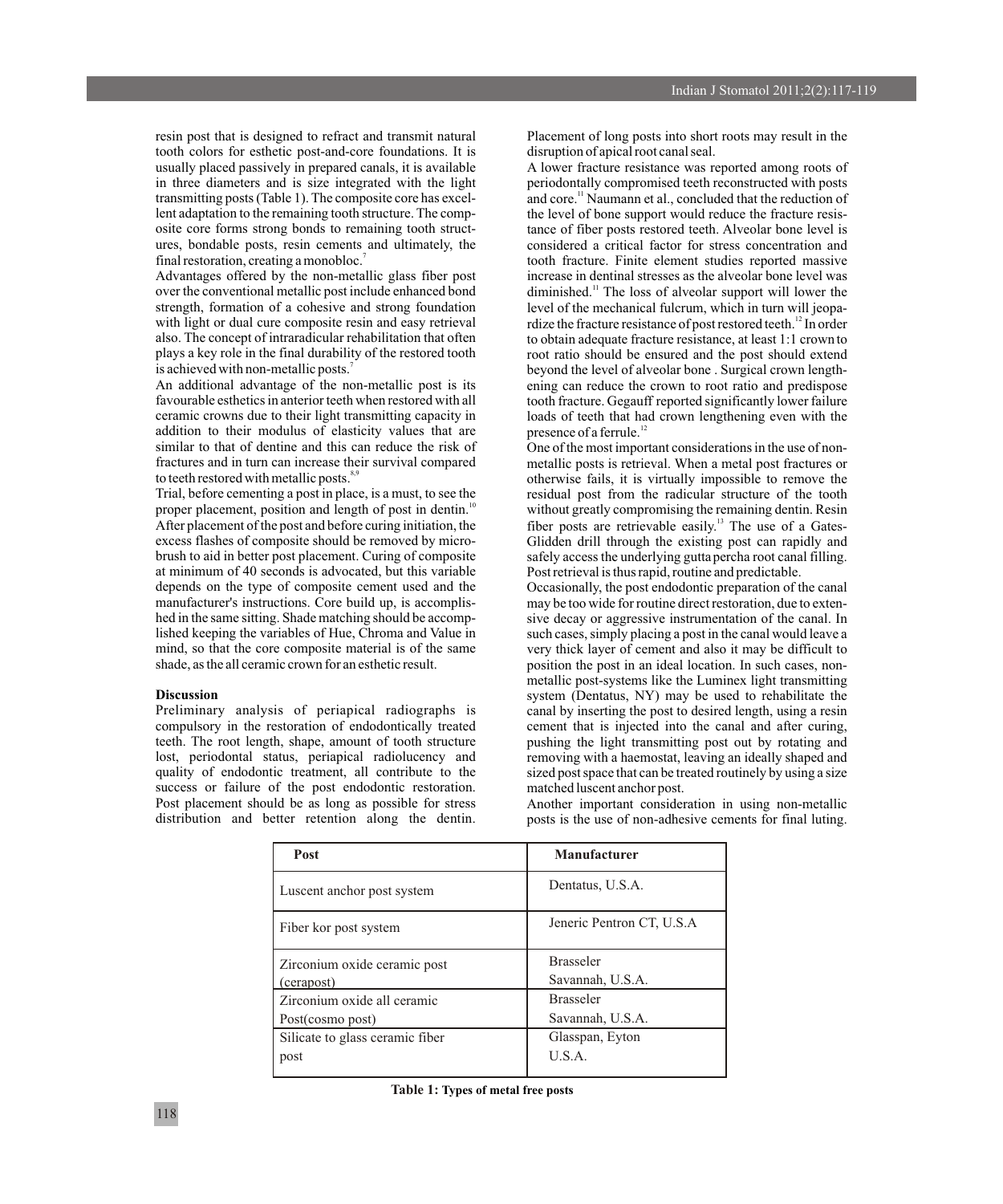resin post that is designed to refract and transmit natural tooth colors for esthetic post-and-core foundations. It is usually placed passively in prepared canals, it is available in three diameters and is size integrated with the light transmitting posts (Table 1). The composite core has excellent adaptation to the remaining tooth structure. The composite core forms strong bonds to remaining tooth structures, bondable posts, resin cements and ultimately, the final restoration, creating a monobloc.[7]

Advantages offered by the non-metallic glass fiber post over the conventional metallic post include enhanced bond strength, formation of a cohesive and strong foundation with light or dual cure composite resin and easy retrieval also. The concept of intraradicular rehabilitation that often plays a key role in the final durability of the restored tooth is achieved with non-metallic posts.[7]

An additional advantage of the non-metallic post is its favourable esthetics in anterior teeth when restored with all ceramic crowns due to their light transmitting capacity in addition to their modulus of elasticity values that are similar to that of dentine and this can reduce the risk of fractures and in turn can increase their survival compared to teeth restored with metallic posts.[8,9]

Trial, before cementing a post in place, is a must, to see the proper placement, position and length of post in dentin.[10] After placement of the post and before curing initiation, the excess flashes of composite should be removed by microbrush to aid in better post placement. Curing of composite at minimum of 40 seconds is advocated, but this variable depends on the type of composite cement used and the manufacturer's instructions. Core build up, is accomplished in the same sitting. Shade matching should be accomplished keeping the variables of Hue, Chroma and Value in mind, so that the core composite material is of the same shade, as the all ceramic crown for an esthetic result.

**Discussion**

Preliminary analysis of periapical radiographs is compulsory in the restoration of endodontically treated teeth. The root length, shape, amount of tooth structure lost, periodontal status, periapical radiolucency and quality of endodontic treatment, all contribute to the success or failure of the post endodontic restoration. Post placement should be as long as possible for stress distribution and better retention along the dentin. Placement of long posts into short roots may result in the disruption of apical root canal seal.

A lower fracture resistance was reported among roots of periodontally compromised teeth reconstructed with posts and core.[11] Naumann et al., concluded that the reduction of the level of bone support would reduce the fracture resistance of fiber posts restored teeth. Alveolar bone level is considered a critical factor for stress concentration and tooth fracture. Finite element studies reported massive increase in dentinal stresses as the alveolar bone level was diminished.[11] The loss of alveolar support will lower the level of the mechanical fulcrum, which in turn will jeopardize the fracture resistance of post restored teeth.[12] In order to obtain adequate fracture resistance, at least 1:1 crown to root ratio should be ensured and the post should extend beyond the level of alveolar bone . Surgical crown lengthening can reduce the crown to root ratio and predispose tooth fracture. Gegauff reported significantly lower failure loads of teeth that had crown lengthening even with the presence of a ferrule.[12]

One of the most important considerations in the use of non-metallic posts is retrieval. When a metal post fractures or otherwise fails, it is virtually impossible to remove the residual post from the radicular structure of the tooth without greatly compromising the remaining dentin. Resin fiber posts are retrievable easily.[13] The use of a Gates-Glidden drill through the existing post can rapidly and safely access the underlying gutta percha root canal filling. Post retrieval is thus rapid, routine and predictable.

Occasionally, the post endodontic preparation of the canal may be too wide for routine direct restoration, due to extensive decay or aggressive instrumentation of the canal. In such cases, simply placing a post in the canal would leave a very thick layer of cement and also it may be difficult to position the post in an ideal location. In such cases, non-metallic post-systems like the Luminex light transmitting system (Dentatus, NY) may be used to rehabilitate the canal by inserting the post to desired length, using a resin cement that is injected into the canal and after curing, pushing the light transmitting post out by rotating and removing with a haemostat, leaving an ideally shaped and sized post space that can be treated routinely by using a size matched luscent anchor post.

Another important consideration in using non-metallic posts is the use of non-adhesive cements for final luting.

| Post | Manufacturer |
|---|---|
| Luscent anchor post system | Dentatus, U.S.A. |
| Fiber kor post system | Jeneric Pentron CT, U.S.A |
| Zirconium oxide ceramic post (cerapost) | Brasseler Savannah, U.S.A. |
| Zirconium oxide all ceramic Post(cosmo post) | Brasseler Savannah, U.S.A. |
| Silicate to glass ceramic fiber post | Glasspan, Eyton U.S.A. |

**Table 1: Types of metal free posts**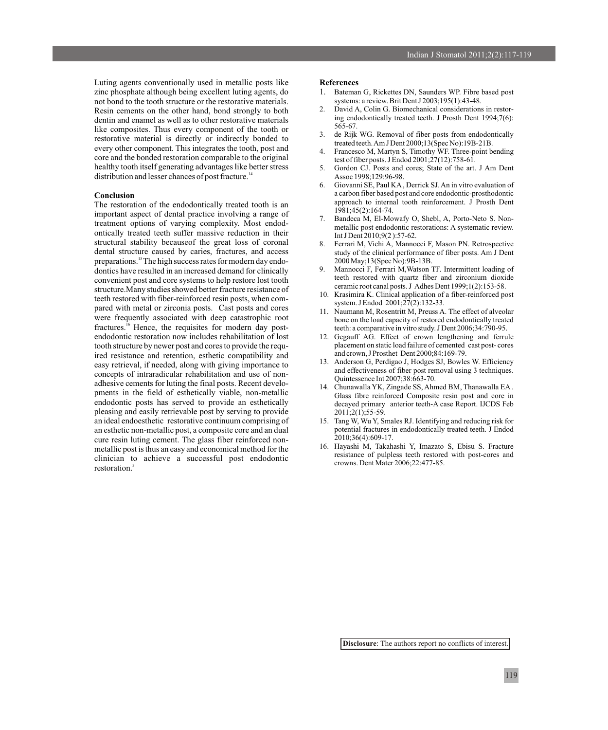Luting agents conventionally used in metallic posts like zinc phosphate although being excellent luting agents, do not bond to the tooth structure or the restorative materials. Resin cements on the other hand, bond strongly to both dentin and enamel as well as to other restorative materials like composites. Thus every component of the tooth or restorative material is directly or indirectly bonded to every other component. This integrates the tooth, post and core and the bonded restoration comparable to the original healthy tooth itself generating advantages like better stress distribution and lesser chances of post fracture.[14]

## Conclusion

The restoration of the endodontically treated tooth is an important aspect of dental practice involving a range of treatment options of varying complexity. Most endodontically treated teeth suffer massive reduction in their structural stability becauseof the great loss of coronal dental structure caused by caries, fractures, and access preparations.[15] The high success rates for modern day endodontics have resulted in an increased demand for clinically convenient post and core systems to help restore lost tooth structure.Many studies showed better fracture resistance of teeth restored with fiber-reinforced resin posts, when compared with metal or zirconia posts. Cast posts and cores were frequently associated with deep catastrophic root fractures.[16] Hence, the requisites for modern day post-endodontic restoration now includes rehabilitation of lost tooth structure by newer post and cores to provide the required resistance and retention, esthetic compatibility and easy retrieval, if needed, along with giving importance to concepts of intraradicular rehabilitation and use of non-adhesive cements for luting the final posts. Recent developments in the field of esthetically viable, non-metallic endodontic posts has served to provide an esthetically pleasing and easily retrievable post by serving to provide an ideal endoesthetic restorative continuum comprising of an esthetic non-metallic post, a composite core and an dual cure resin luting cement. The glass fiber reinforced non-metallic post is thus an easy and economical method for the clinician to achieve a successful post endodontic restoration.[3]

## References

1. Bateman G, Rickettes DN, Saunders WP. Fibre based post systems: a review. Brit Dent J 2003;195(1):43-48.
2. David A, Colin G. Biomechanical considerations in restoring endodontically treated teeth. J Prosth Dent 1994;7(6): 565-67.
3. de Rijk WG. Removal of fiber posts from endodontically treated teeth. Am J Dent 2000;13(Spec No):19B-21B.
4. Francesco M, Martyn S, Timothy WF. Three-point bending test of fiber posts. J Endod 2001;27(12):758-61.
5. Gordon CJ. Posts and cores; State of the art. J Am Dent Assoc 1998;129:96-98.
6. Giovanni SE, Paul KA , Derrick SJ. An in vitro evaluation of a carbon fiber based post and core endodontic-prosthodontic approach to internal tooth reinforcement. J Prosth Dent 1981;45(2):164-74.
7. Bandeca M, El-Mowafy O, Shebl, A, Porto-Neto S. Non-metallic post endodontic restorations: A systematic review. Int J Dent 2010;9(2 ):57-62.
8. Ferrari M, Vichi A, Mannocci F, Mason PN. Retrospective study of the clinical performance of fiber posts. Am J Dent 2000 May;13(Spec No):9B-13B.
9. Mannocci F, Ferrari M,Watson TF. Intermittent loading of teeth restored with quartz fiber and zirconium dioxide ceramic root canal posts. J Adhes Dent 1999;1(2):153-58.
10. Krasimira K. Clinical application of a fiber-reinforced post system. J Endod 2001;27(2):132-33.
11. Naumann M, Rosentritt M, Preuss A. The effect of alveolar bone on the load capacity of restored endodontically treated teeth: a comparative in vitro study. J Dent 2006;34:790-95.
12. Gegauff AG. Effect of crown lengthening and ferrule placement on static load failure of cemented cast post- cores and crown, J Prosthet Dent 2000;84:169-79.
13. Anderson G, Perdigao J, Hodges SJ, Bowles W. Efficiency and effectiveness of fiber post removal using 3 techniques. Quintessence Int 2007;38:663-70.
14. Chunawalla YK, Zingade SS, Ahmed BM, Thanawalla EA . Glass fibre reinforced Composite resin post and core in decayed primary anterior teeth-A case Report. IJCDS Feb 2011;2(1);55-59.
15. Tang W, Wu Y, Smales RJ. Identifying and reducing risk for potential fractures in endodontically treated teeth. J Endod 2010;36(4):609-17.
16. Hayashi M, Takahashi Y, Imazato S, Ebisu S. Fracture resistance of pulpless teeth restored with post-cores and crowns. Dent Mater 2006;22:477-85.

**Disclosure**: The authors report no conflicts of interest.